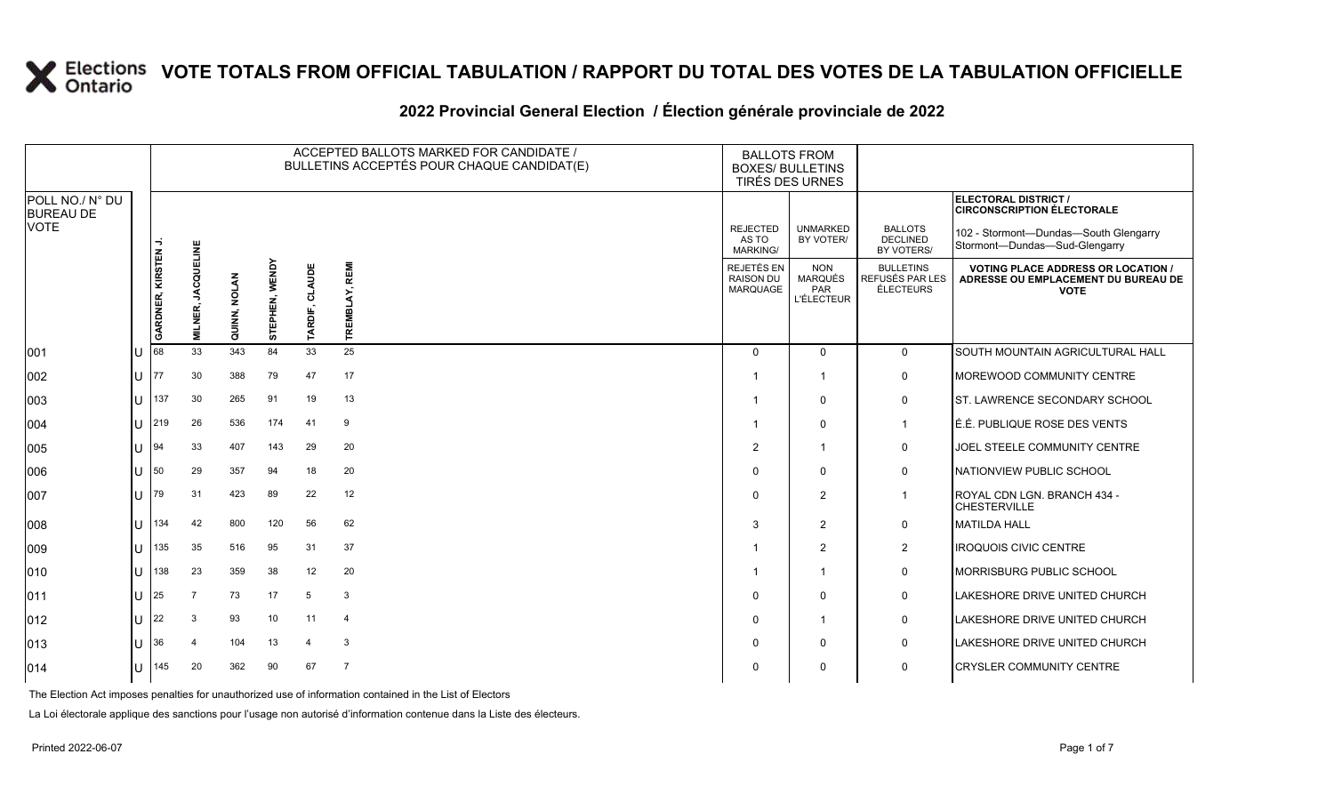# VOTE TOTALS FROM OFFICIAL TABULATION / RAPPORT DU TOTAL DES VOTES DE LA TABULATION OFFICIELLE

## 2022 Provincial General Election / Élection générale provinciale de 2022

| POLL NO./ N° DU BUREAU DE VOTE | | ACCEPTED BALLOTS MARKED FOR CANDIDATE / BULLETINS ACCEPTÉS POUR CHAQUE CANDIDAT(E) | | | | | | BALLOTS FROM BOXES/ BULLETINS TIRÉS DES URNES | | | ELECTORAL DISTRICT / CIRCONSCRIPTION ÉLECTORALE 102 - Stormont—Dundas—South Glengarry Stormont—Dundas—Sud-Glengarry |
|---|---|---|---|---|---|---|---|---|---|---|---|
| | | GARDNER, KIRSTEN J. | MILNER, JACQUELINE | QUINN, NOLAN | STEPHEN, WENDY | TARDIF, CLAUDE | TREMBLAY, REMI | REJECTED AS TO MARKING/ REJETÉS EN RAISON DU MARQUAGE | UNMARKED BY VOTER/ NON MARQUÉS PAR L'ÉLECTEUR | BALLOTS DECLINED BY VOTERS/ BULLETINS REFUSÉS PAR LES ÉLECTEURS | VOTING PLACE ADDRESS OR LOCATION / ADRESSE OU EMPLACEMENT DU BUREAU DE VOTE |
| 001 | U | 68 | 33 | 343 | 84 | 33 | 25 | 0 | 0 | 0 | SOUTH MOUNTAIN AGRICULTURAL HALL |
| 002 | U | 77 | 30 | 388 | 79 | 47 | 17 | 1 | 1 | 0 | MOREWOOD COMMUNITY CENTRE |
| 003 | U | 137 | 30 | 265 | 91 | 19 | 13 | 1 | 0 | 0 | ST. LAWRENCE SECONDARY SCHOOL |
| 004 | U | 219 | 26 | 536 | 174 | 41 | 9 | 1 | 0 | 1 | É.É. PUBLIQUE ROSE DES VENTS |
| 005 | U | 94 | 33 | 407 | 143 | 29 | 20 | 2 | 1 | 0 | JOEL STEELE COMMUNITY CENTRE |
| 006 | U | 50 | 29 | 357 | 94 | 18 | 20 | 0 | 0 | 0 | NATIONVIEW PUBLIC SCHOOL |
| 007 | U | 79 | 31 | 423 | 89 | 22 | 12 | 0 | 2 | 1 | ROYAL CDN LGN. BRANCH 434 - CHESTERVILLE |
| 008 | U | 134 | 42 | 800 | 120 | 56 | 62 | 3 | 2 | 0 | MATILDA HALL |
| 009 | U | 135 | 35 | 516 | 95 | 31 | 37 | 1 | 2 | 2 | IROQUOIS CIVIC CENTRE |
| 010 | U | 138 | 23 | 359 | 38 | 12 | 20 | 1 | 1 | 0 | MORRISBURG PUBLIC SCHOOL |
| 011 | U | 25 | 7 | 73 | 17 | 5 | 3 | 0 | 0 | 0 | LAKESHORE DRIVE UNITED CHURCH |
| 012 | U | 22 | 3 | 93 | 10 | 11 | 4 | 0 | 1 | 0 | LAKESHORE DRIVE UNITED CHURCH |
| 013 | U | 36 | 4 | 104 | 13 | 4 | 3 | 0 | 0 | 0 | LAKESHORE DRIVE UNITED CHURCH |
| 014 | U | 145 | 20 | 362 | 90 | 67 | 7 | 0 | 0 | 0 | CRYSLER COMMUNITY CENTRE |

The Election Act imposes penalties for unauthorized use of information contained in the List of Electors

La Loi électorale applique des sanctions pour l'usage non autorisé d'information contenue dans la Liste des électeurs.

Printed 2022-06-07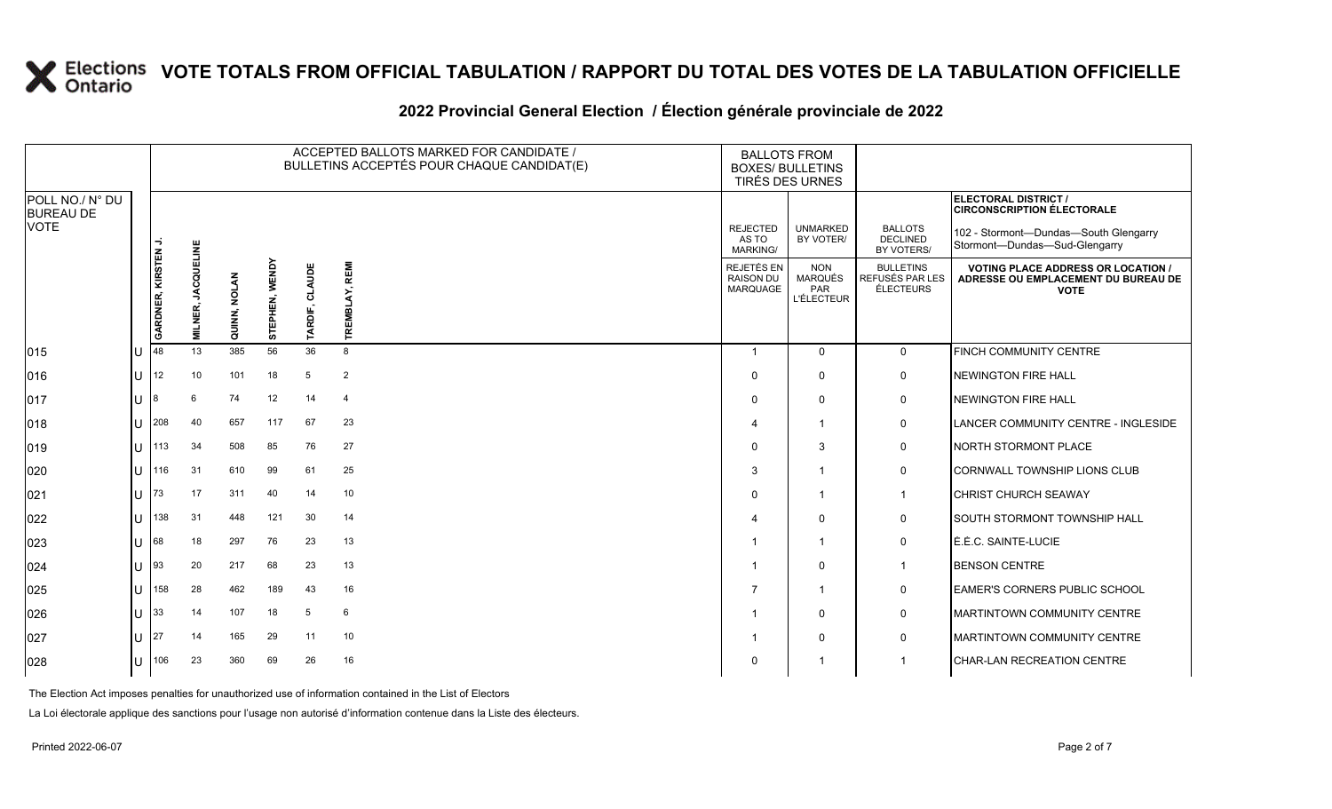# VOTE TOTALS FROM OFFICIAL TABULATION / RAPPORT DU TOTAL DES VOTES DE LA TABULATION OFFICIELLE

## 2022 Provincial General Election / Élection générale provinciale de 2022

| POLL NO./ N° DU BUREAU DE VOTE | | ACCEPTED BALLOTS MARKED FOR CANDIDATE / BULLETINS ACCEPTÉS POUR CHAQUE CANDIDAT(E) | | | | | | BALLOTS FROM BOXES/ BULLETINS TIRÉS DES URNES | | | ELECTORAL DISTRICT / CIRCONSCRIPTION ÉLECTORALE 102 - Stormont—Dundas—South Glengarry Stormont—Dundas—Sud-Glengarry |
|---|---|---|---|---|---|---|---|---|---|---|---|
| | | GARDNER, KIRSTEN J. | MILNER, JACQUELINE | QUINN, NOLAN | STEPHEN, WENDY | TARDIF, CLAUDE | TREMBLAY, REMI | REJECTED AS TO MARKING/ REJETÉS EN RAISON DU MARQUAGE | UNMARKED BY VOTER/ NON MARQUÉS PAR L'ÉLECTEUR | BALLOTS DECLINED BY VOTERS/ BULLETINS REFUSÉS PAR LES ÉLECTEURS | VOTING PLACE ADDRESS OR LOCATION / ADRESSE OU EMPLACEMENT DU BUREAU DE VOTE |
| 015 | U | 48 | 13 | 385 | 56 | 36 | 8 | 1 | 0 | 0 | FINCH COMMUNITY CENTRE |
| 016 | U | 12 | 10 | 101 | 18 | 5 | 2 | 0 | 0 | 0 | NEWINGTON FIRE HALL |
| 017 | U | 8 | 6 | 74 | 12 | 14 | 4 | 0 | 0 | 0 | NEWINGTON FIRE HALL |
| 018 | U | 208 | 40 | 657 | 117 | 67 | 23 | 4 | 1 | 0 | LANCER COMMUNITY CENTRE - INGLESIDE |
| 019 | U | 113 | 34 | 508 | 85 | 76 | 27 | 0 | 3 | 0 | NORTH STORMONT PLACE |
| 020 | U | 116 | 31 | 610 | 99 | 61 | 25 | 3 | 1 | 0 | CORNWALL TOWNSHIP LIONS CLUB |
| 021 | U | 73 | 17 | 311 | 40 | 14 | 10 | 0 | 1 | 1 | CHRIST CHURCH SEAWAY |
| 022 | U | 138 | 31 | 448 | 121 | 30 | 14 | 4 | 0 | 0 | SOUTH STORMONT TOWNSHIP HALL |
| 023 | U | 68 | 18 | 297 | 76 | 23 | 13 | 1 | 1 | 0 | É.É.C. SAINTE-LUCIE |
| 024 | U | 93 | 20 | 217 | 68 | 23 | 13 | 1 | 0 | 1 | BENSON CENTRE |
| 025 | U | 158 | 28 | 462 | 189 | 43 | 16 | 7 | 1 | 0 | EAMER'S CORNERS PUBLIC SCHOOL |
| 026 | U | 33 | 14 | 107 | 18 | 5 | 6 | 1 | 0 | 0 | MARTINTOWN COMMUNITY CENTRE |
| 027 | U | 27 | 14 | 165 | 29 | 11 | 10 | 1 | 0 | 0 | MARTINTOWN COMMUNITY CENTRE |
| 028 | U | 106 | 23 | 360 | 69 | 26 | 16 | 0 | 1 | 1 | CHAR-LAN RECREATION CENTRE |

The Election Act imposes penalties for unauthorized use of information contained in the List of Electors

La Loi électorale applique des sanctions pour l'usage non autorisé d'information contenue dans la Liste des électeurs.

Printed 2022-06-07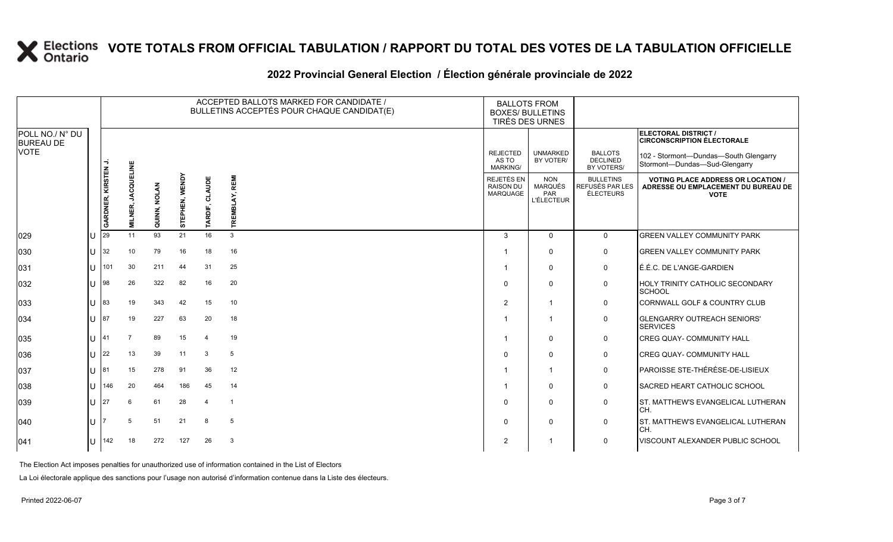# VOTE TOTALS FROM OFFICIAL TABULATION / RAPPORT DU TOTAL DES VOTES DE LA TABULATION OFFICIELLE

## 2022 Provincial General Election / Élection générale provinciale de 2022

**ELECTORAL DISTRICT / CIRCONSCRIPTION ÉLECTORALE:** 102 - Stormont—Dundas—South Glengarry / Stormont—Dundas—Sud-Glengarry

| POLL NO./ N° DU BUREAU DE VOTE | | ACCEPTED BALLOTS MARKED FOR CANDIDATE / BULLETINS ACCEPTÉS POUR CHAQUE CANDIDAT(E) | | | | | | BALLOTS FROM BOXES/ BULLETINS TIRÉS DES URNES | | | |
|---|---|---|---|---|---|---|---|---|---|---|---|
| | | GARDNER, KIRSTEN J. | MILNER, JACQUELINE | QUINN, NOLAN | STEPHEN, WENDY | TARDIF, CLAUDE | TREMBLAY, REMI | REJECTED AS TO MARKING/ REJETÉS EN RAISON DU MARQUAGE | UNMARKED BY VOTER/ NON MARQUÉS PAR L'ÉLECTEUR | BALLOTS DECLINED BY VOTERS/ BULLETINS REFUSÉS PAR LES ÉLECTEURS | VOTING PLACE ADDRESS OR LOCATION / ADRESSE OU EMPLACEMENT DU BUREAU DE VOTE |
| 029 | U | 29 | 11 | 93 | 21 | 16 | 3 | 3 | 0 | 0 | GREEN VALLEY COMMUNITY PARK |
| 030 | U | 32 | 10 | 79 | 16 | 18 | 16 | 1 | 0 | 0 | GREEN VALLEY COMMUNITY PARK |
| 031 | U | 101 | 30 | 211 | 44 | 31 | 25 | 1 | 0 | 0 | É.É.C. DE L'ANGE-GARDIEN |
| 032 | U | 98 | 26 | 322 | 82 | 16 | 20 | 0 | 0 | 0 | HOLY TRINITY CATHOLIC SECONDARY SCHOOL |
| 033 | U | 83 | 19 | 343 | 42 | 15 | 10 | 2 | 1 | 0 | CORNWALL GOLF & COUNTRY CLUB |
| 034 | U | 87 | 19 | 227 | 63 | 20 | 18 | 1 | 1 | 0 | GLENGARRY OUTREACH SENIORS' SERVICES |
| 035 | U | 41 | 7 | 89 | 15 | 4 | 19 | 1 | 0 | 0 | CREG QUAY- COMMUNITY HALL |
| 036 | U | 22 | 13 | 39 | 11 | 3 | 5 | 0 | 0 | 0 | CREG QUAY- COMMUNITY HALL |
| 037 | U | 81 | 15 | 278 | 91 | 36 | 12 | 1 | 1 | 0 | PAROISSE STE-THÉRÈSE-DE-LISIEUX |
| 038 | U | 146 | 20 | 464 | 186 | 45 | 14 | 1 | 0 | 0 | SACRED HEART CATHOLIC SCHOOL |
| 039 | U | 27 | 6 | 61 | 28 | 4 | 1 | 0 | 0 | 0 | ST. MATTHEW'S EVANGELICAL LUTHERAN CH. |
| 040 | U | 7 | 5 | 51 | 21 | 8 | 5 | 0 | 0 | 0 | ST. MATTHEW'S EVANGELICAL LUTHERAN CH. |
| 041 | U | 142 | 18 | 272 | 127 | 26 | 3 | 2 | 1 | 0 | VISCOUNT ALEXANDER PUBLIC SCHOOL |

The Election Act imposes penalties for unauthorized use of information contained in the List of Electors

La Loi électorale applique des sanctions pour l'usage non autorisé d'information contenue dans la Liste des électeurs.

Printed 2022-06-07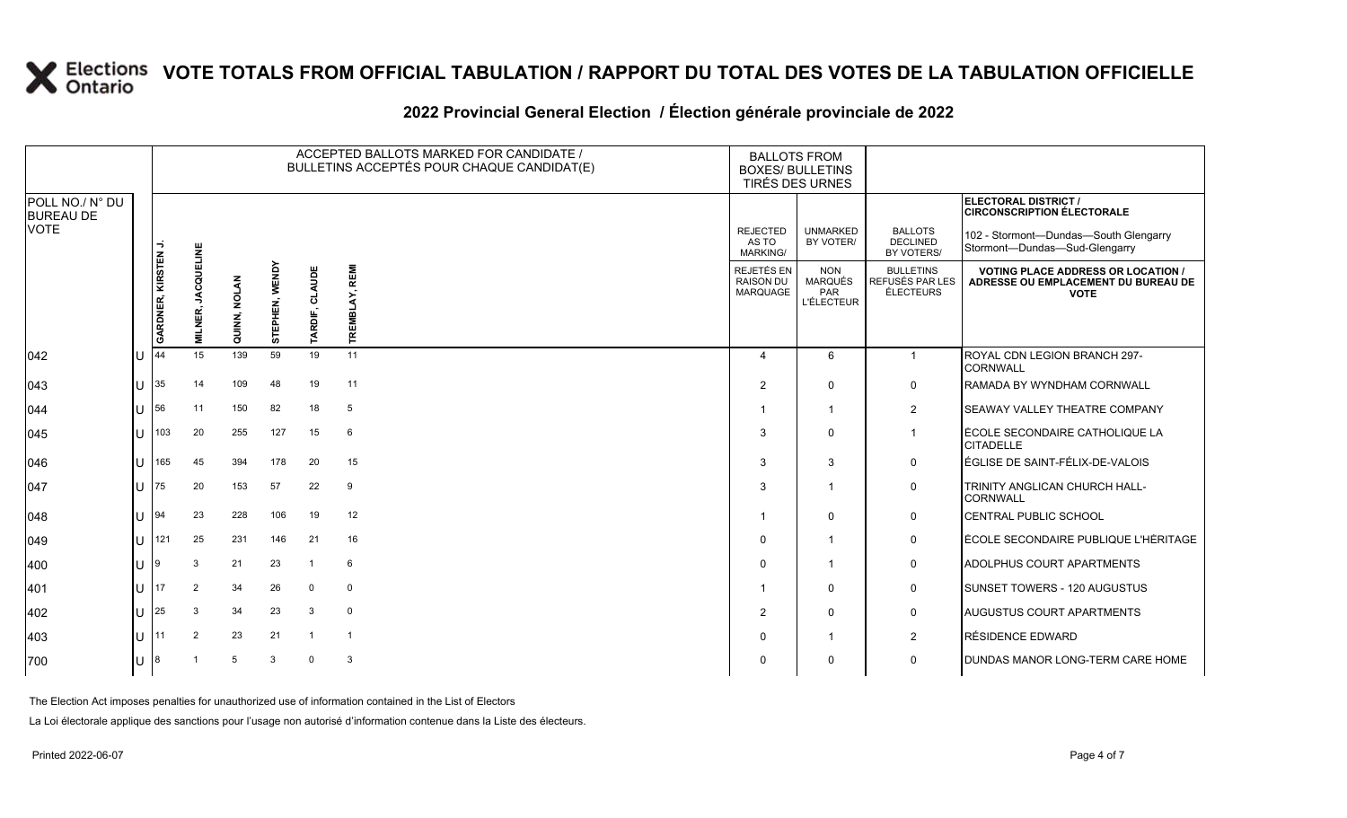# VOTE TOTALS FROM OFFICIAL TABULATION / RAPPORT DU TOTAL DES VOTES DE LA TABULATION OFFICIELLE

## 2022 Provincial General Election / Élection générale provinciale de 2022

**ELECTORAL DISTRICT / CIRCONSCRIPTION ÉLECTORALE**

102 - Stormont—Dundas—South Glengarry
Stormont—Dundas—Sud-Glengarry

| POLL NO./ N° DU BUREAU DE VOTE | | ACCEPTED BALLOTS MARKED FOR CANDIDATE / BULLETINS ACCEPTÉS POUR CHAQUE CANDIDAT(E) | | | | | | BALLOTS FROM BOXES/ BULLETINS TIRÉS DES URNES | | | |
|---|---|---|---|---|---|---|---|---|---|---|---|
| | | GARDNER, KIRSTEN J. | MILNER, JACQUELINE | QUINN, NOLAN | STEPHEN, WENDY | TARDIF, CLAUDE | TREMBLAY, REMI | REJECTED AS TO MARKING/ REJETÉS EN RAISON DU MARQUAGE | UNMARKED BY VOTER/ NON MARQUÉS PAR L'ÉLECTEUR | BALLOTS DECLINED BY VOTERS/ BULLETINS REFUSÉS PAR LES ÉLECTEURS | VOTING PLACE ADDRESS OR LOCATION / ADRESSE OU EMPLACEMENT DU BUREAU DE VOTE |
| 042 | U | 44 | 15 | 139 | 59 | 19 | 11 | 4 | 6 | 1 | ROYAL CDN LEGION BRANCH 297-CORNWALL |
| 043 | U | 35 | 14 | 109 | 48 | 19 | 11 | 2 | 0 | 0 | RAMADA BY WYNDHAM CORNWALL |
| 044 | U | 56 | 11 | 150 | 82 | 18 | 5 | 1 | 1 | 2 | SEAWAY VALLEY THEATRE COMPANY |
| 045 | U | 103 | 20 | 255 | 127 | 15 | 6 | 3 | 0 | 1 | ÉCOLE SECONDAIRE CATHOLIQUE LA CITADELLE |
| 046 | U | 165 | 45 | 394 | 178 | 20 | 15 | 3 | 3 | 0 | ÉGLISE DE SAINT-FÉLIX-DE-VALOIS |
| 047 | U | 75 | 20 | 153 | 57 | 22 | 9 | 3 | 1 | 0 | TRINITY ANGLICAN CHURCH HALL-CORNWALL |
| 048 | U | 94 | 23 | 228 | 106 | 19 | 12 | 1 | 0 | 0 | CENTRAL PUBLIC SCHOOL |
| 049 | U | 121 | 25 | 231 | 146 | 21 | 16 | 0 | 1 | 0 | ÉCOLE SECONDAIRE PUBLIQUE L'HÉRITAGE |
| 400 | U | 9 | 3 | 21 | 23 | 1 | 6 | 0 | 1 | 0 | ADOLPHUS COURT APARTMENTS |
| 401 | U | 17 | 2 | 34 | 26 | 0 | 0 | 1 | 0 | 0 | SUNSET TOWERS - 120 AUGUSTUS |
| 402 | U | 25 | 3 | 34 | 23 | 3 | 0 | 2 | 0 | 0 | AUGUSTUS COURT APARTMENTS |
| 403 | U | 11 | 2 | 23 | 21 | 1 | 1 | 0 | 1 | 2 | RÉSIDENCE EDWARD |
| 700 | U | 8 | 1 | 5 | 3 | 0 | 3 | 0 | 0 | 0 | DUNDAS MANOR LONG-TERM CARE HOME |

The Election Act imposes penalties for unauthorized use of information contained in the List of Electors

La Loi électorale applique des sanctions pour l'usage non autorisé d'information contenue dans la Liste des électeurs.

Printed 2022-06-07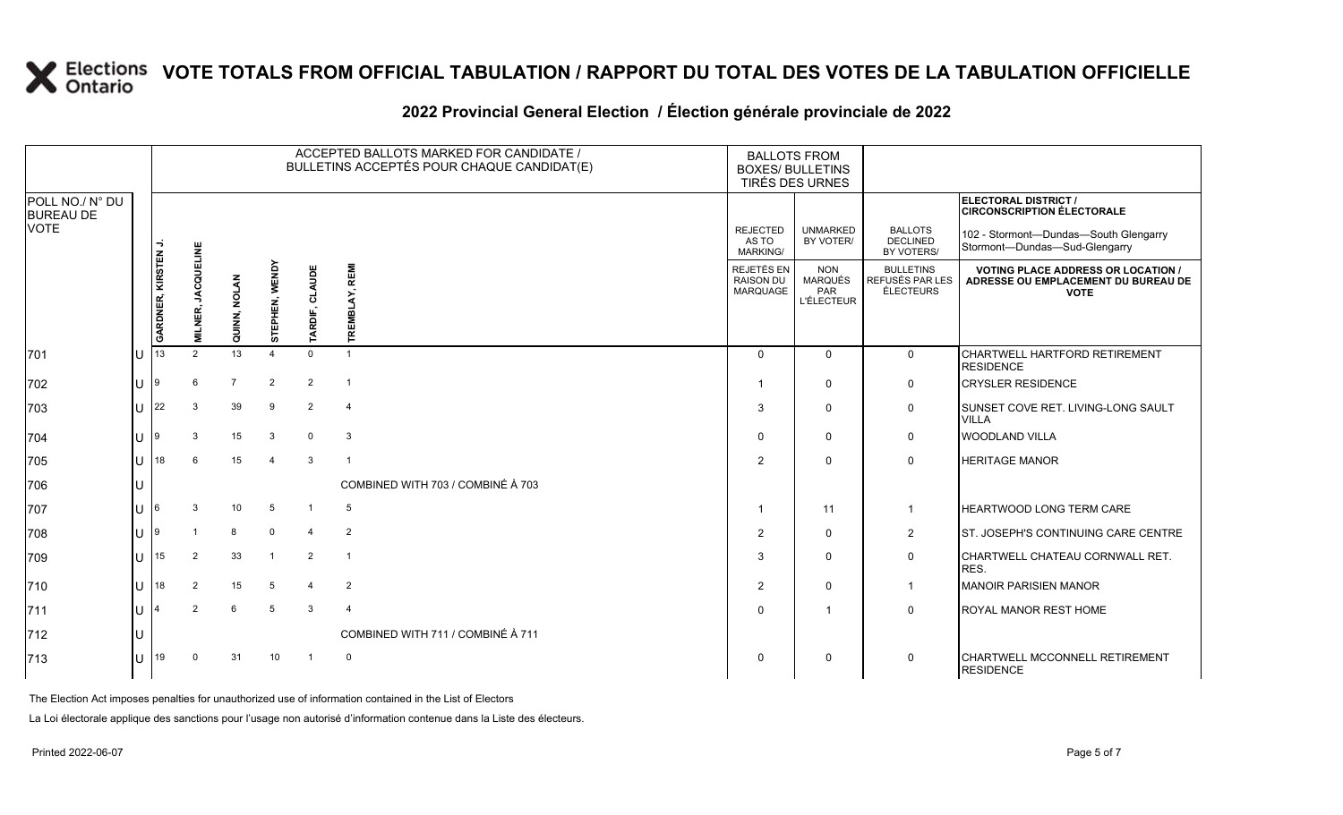# VOTE TOTALS FROM OFFICIAL TABULATION / RAPPORT DU TOTAL DES VOTES DE LA TABULATION OFFICIELLE

## 2022 Provincial General Election / Élection générale provinciale de 2022

ELECTORAL DISTRICT / CIRCONSCRIPTION ÉLECTORALE: 102 - Stormont—Dundas—South Glengarry / Stormont—Dundas—Sud-Glengarry

| POLL NO./ N° DU BUREAU DE VOTE | | ACCEPTED BALLOTS MARKED FOR CANDIDATE / BULLETINS ACCEPTÉS POUR CHAQUE CANDIDAT(E) | | | | | | BALLOTS FROM BOXES/ BULLETINS TIRÉS DES URNES | | | |
|---|---|---|---|---|---|---|---|---|---|---|---|
| | | GARDNER, KIRSTEN J. | MILNER, JACQUELINE | QUINN, NOLAN | STEPHEN, WENDY | TARDIF, CLAUDE | TREMBLAY, REMI | REJECTED AS TO MARKING/ REJETÉS EN RAISON DU MARQUAGE | UNMARKED BY VOTER/ NON MARQUÉS PAR L'ÉLECTEUR | BALLOTS DECLINED BY VOTERS/ BULLETINS REFUSÉS PAR LES ÉLECTEURS | VOTING PLACE ADDRESS OR LOCATION / ADRESSE OU EMPLACEMENT DU BUREAU DE VOTE |
| 701 | U | 13 | 2 | 13 | 4 | 0 | 1 | 0 | 0 | 0 | CHARTWELL HARTFORD RETIREMENT RESIDENCE |
| 702 | U | 9 | 6 | 7 | 2 | 2 | 1 | 1 | 0 | 0 | CRYSLER RESIDENCE |
| 703 | U | 22 | 3 | 39 | 9 | 2 | 4 | 3 | 0 | 0 | SUNSET COVE RET. LIVING-LONG SAULT VILLA |
| 704 | U | 9 | 3 | 15 | 3 | 0 | 3 | 0 | 0 | 0 | WOODLAND VILLA |
| 705 | U | 18 | 6 | 15 | 4 | 3 | 1 | 2 | 0 | 0 | HERITAGE MANOR |
| 706 | U | COMBINED WITH 703 / COMBINÉ À 703 | | | | | | | | | |
| 707 | U | 6 | 3 | 10 | 5 | 1 | 5 | 1 | 11 | 1 | HEARTWOOD LONG TERM CARE |
| 708 | U | 9 | 1 | 8 | 0 | 4 | 2 | 2 | 0 | 2 | ST. JOSEPH'S CONTINUING CARE CENTRE |
| 709 | U | 15 | 2 | 33 | 1 | 2 | 1 | 3 | 0 | 0 | CHARTWELL CHATEAU CORNWALL RET. RES. |
| 710 | U | 18 | 2 | 15 | 5 | 4 | 2 | 2 | 0 | 1 | MANOIR PARISIEN MANOR |
| 711 | U | 4 | 2 | 6 | 5 | 3 | 4 | 0 | 1 | 0 | ROYAL MANOR REST HOME |
| 712 | U | COMBINED WITH 711 / COMBINÉ À 711 | | | | | | | | | |
| 713 | U | 19 | 0 | 31 | 10 | 1 | 0 | 0 | 0 | 0 | CHARTWELL MCCONNELL RETIREMENT RESIDENCE |

The Election Act imposes penalties for unauthorized use of information contained in the List of Electors

La Loi électorale applique des sanctions pour l'usage non autorisé d'information contenue dans la Liste des électeurs.

Printed 2022-06-07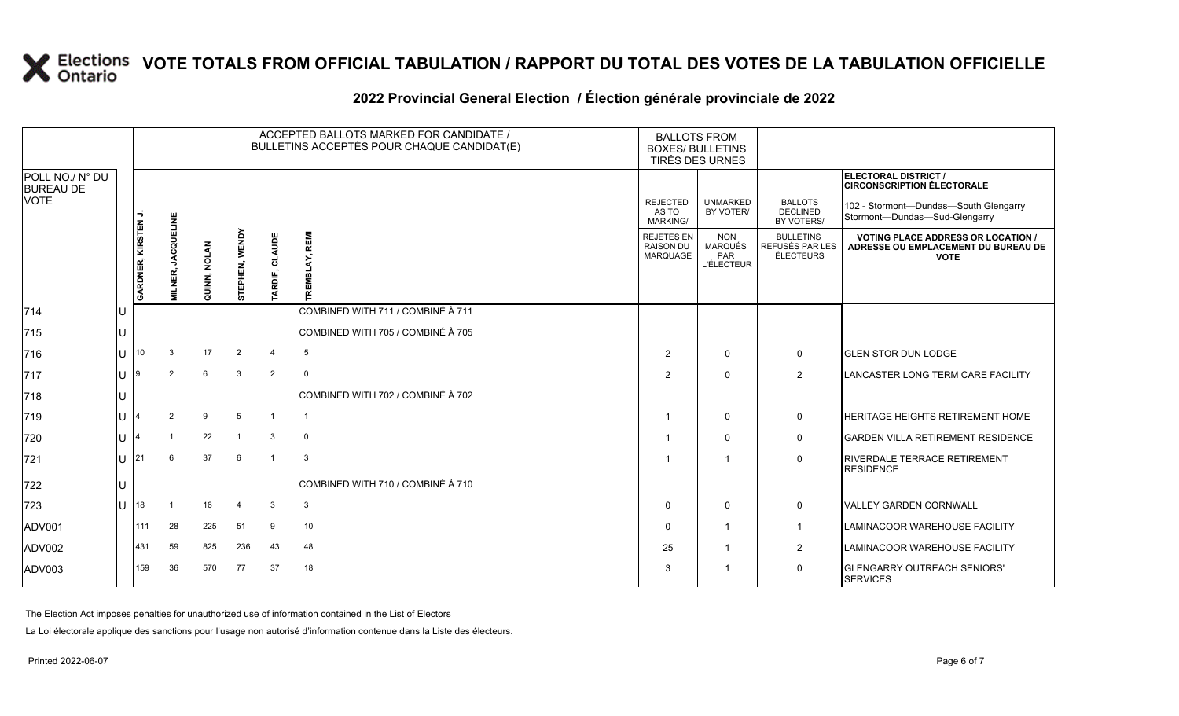# VOTE TOTALS FROM OFFICIAL TABULATION / RAPPORT DU TOTAL DES VOTES DE LA TABULATION OFFICIELLE

## 2022 Provincial General Election / Élection générale provinciale de 2022

| POLL NO./ N° DU BUREAU DE VOTE | | ACCEPTED BALLOTS MARKED FOR CANDIDATE / BULLETINS ACCEPTÉS POUR CHAQUE CANDIDAT(E) | | | | | | BALLOTS FROM BOXES/ BULLETINS TIRÉS DES URNES | | | ELECTORAL DISTRICT / CIRCONSCRIPTION ÉLECTORALE<br>102 - Stormont—Dundas—South Glengarry<br>Stormont—Dundas—Sud-Glengarry |
|---|---|---|---|---|---|---|---|---|---|---|---|
| | | GARDNER, KIRSTEN J. | MILNER, JACQUELINE | QUINN, NOLAN | STEPHEN, WENDY | TARDIF, CLAUDE | TREMBLAY, REMI | REJECTED AS TO MARKING/ REJETÉS EN RAISON DU MARQUAGE | UNMARKED BY VOTER/ NON MARQUÉS PAR L'ÉLECTEUR | BALLOTS DECLINED BY VOTERS/ BULLETINS REFUSÉS PAR LES ÉLECTEURS | VOTING PLACE ADDRESS OR LOCATION / ADRESSE OU EMPLACEMENT DU BUREAU DE VOTE |
| 714 | U | COMBINED WITH 711 / COMBINÉ À 711 | | | | | | | | | |
| 715 | U | COMBINED WITH 705 / COMBINÉ À 705 | | | | | | | | | |
| 716 | U | 10 | 3 | 17 | 2 | 4 | 5 | 2 | 0 | 0 | GLEN STOR DUN LODGE |
| 717 | U | 9 | 2 | 6 | 3 | 2 | 0 | 2 | 0 | 2 | LANCASTER LONG TERM CARE FACILITY |
| 718 | U | COMBINED WITH 702 / COMBINÉ À 702 | | | | | | | | | |
| 719 | U | 4 | 2 | 9 | 5 | 1 | 1 | 1 | 0 | 0 | HERITAGE HEIGHTS RETIREMENT HOME |
| 720 | U | 4 | 1 | 22 | 1 | 3 | 0 | 1 | 0 | 0 | GARDEN VILLA RETIREMENT RESIDENCE |
| 721 | U | 21 | 6 | 37 | 6 | 1 | 3 | 1 | 1 | 0 | RIVERDALE TERRACE RETIREMENT RESIDENCE |
| 722 | U | COMBINED WITH 710 / COMBINÉ À 710 | | | | | | | | | |
| 723 | U | 18 | 1 | 16 | 4 | 3 | 3 | 0 | 0 | 0 | VALLEY GARDEN CORNWALL |
| ADV001 | | 111 | 28 | 225 | 51 | 9 | 10 | 0 | 1 | 1 | LAMINACOOR WAREHOUSE FACILITY |
| ADV002 | | 431 | 59 | 825 | 236 | 43 | 48 | 25 | 1 | 2 | LAMINACOOR WAREHOUSE FACILITY |
| ADV003 | | 159 | 36 | 570 | 77 | 37 | 18 | 3 | 1 | 0 | GLENGARRY OUTREACH SENIORS' SERVICES |

The Election Act imposes penalties for unauthorized use of information contained in the List of Electors

La Loi électorale applique des sanctions pour l'usage non autorisé d'information contenue dans la Liste des électeurs.

Printed 2022-06-07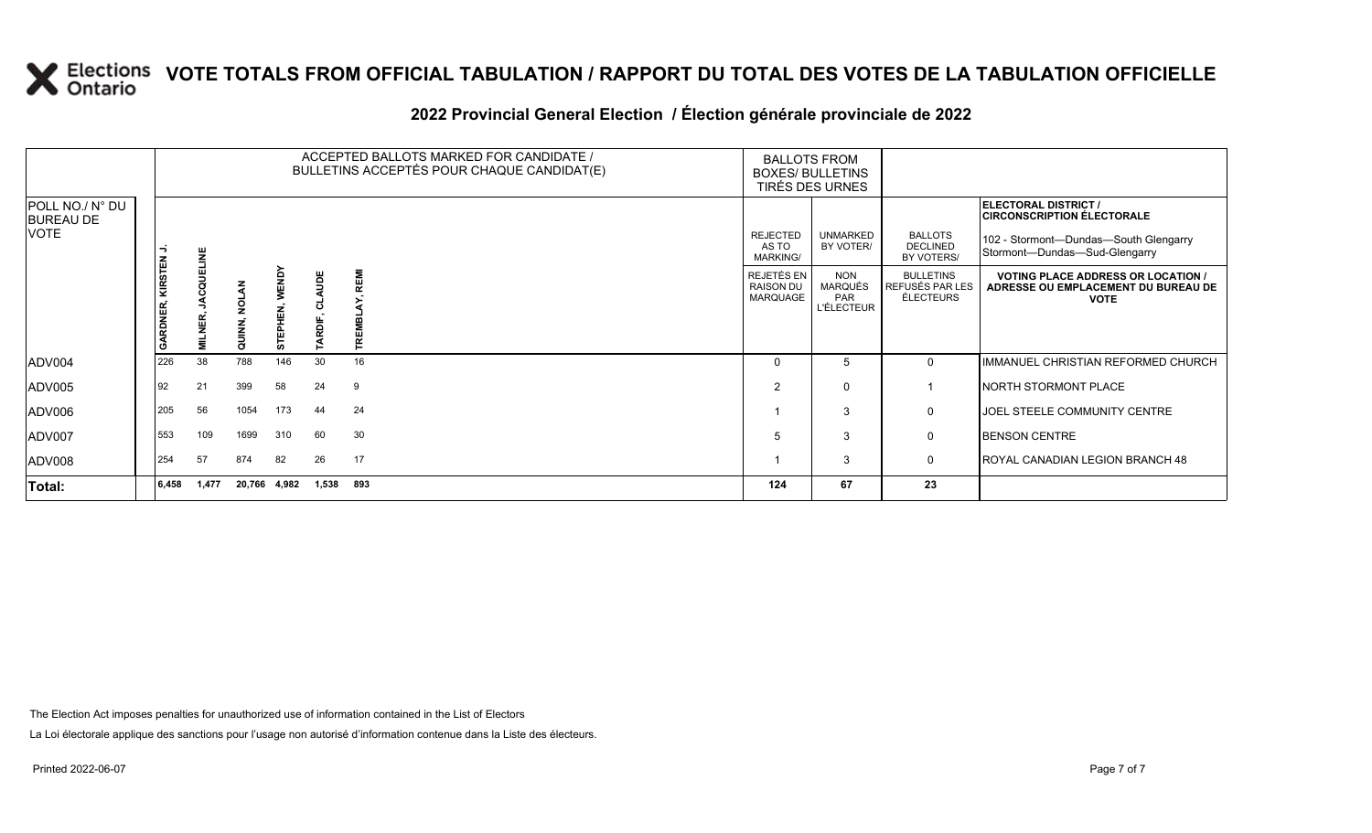# VOTE TOTALS FROM OFFICIAL TABULATION / RAPPORT DU TOTAL DES VOTES DE LA TABULATION OFFICIELLE

## 2022 Provincial General Election / Élection générale provinciale de 2022

| POLL NO./ N° DU BUREAU DE VOTE | ACCEPTED BALLOTS MARKED FOR CANDIDATE / BULLETINS ACCEPTÉS POUR CHAQUE CANDIDAT(E) | | | | | | BALLOTS FROM BOXES/ BULLETINS TIRÉS DES URNES | | | ELECTORAL DISTRICT / CIRCONSCRIPTION ÉLECTORALE<br>102 - Stormont—Dundas—South Glengarry<br>Stormont—Dundas—Sud-Glengarry |
|---|---|---|---|---|---|---|---|---|---|---|
| | GARDNER, KIRSTEN J. | MILNER, JACQUELINE | QUINN, NOLAN | STEPHEN, WENDY | TARDIF, CLAUDE | TREMBLAY, REMI | REJECTED AS TO MARKING/ REJETÉS EN RAISON DU MARQUAGE | UNMARKED BY VOTER/ NON MARQUÉS PAR L'ÉLECTEUR | BALLOTS DECLINED BY VOTERS/ BULLETINS REFUSÉS PAR LES ÉLECTEURS | VOTING PLACE ADDRESS OR LOCATION / ADRESSE OU EMPLACEMENT DU BUREAU DE VOTE |
| ADV004 | 226 | 38 | 788 | 146 | 30 | 16 | 0 | 5 | 0 | IMMANUEL CHRISTIAN REFORMED CHURCH |
| ADV005 | 92 | 21 | 399 | 58 | 24 | 9 | 2 | 0 | 1 | NORTH STORMONT PLACE |
| ADV006 | 205 | 56 | 1054 | 173 | 44 | 24 | 1 | 3 | 0 | JOEL STEELE COMMUNITY CENTRE |
| ADV007 | 553 | 109 | 1699 | 310 | 60 | 30 | 5 | 3 | 0 | BENSON CENTRE |
| ADV008 | 254 | 57 | 874 | 82 | 26 | 17 | 1 | 3 | 0 | ROYAL CANADIAN LEGION BRANCH 48 |
| **Total:** | **6,458** | **1,477** | **20,766** | **4,982** | **1,538** | **893** | **124** | **67** | **23** | |

The Election Act imposes penalties for unauthorized use of information contained in the List of Electors

La Loi électorale applique des sanctions pour l'usage non autorisé d'information contenue dans la Liste des électeurs.

Printed 2022-06-07